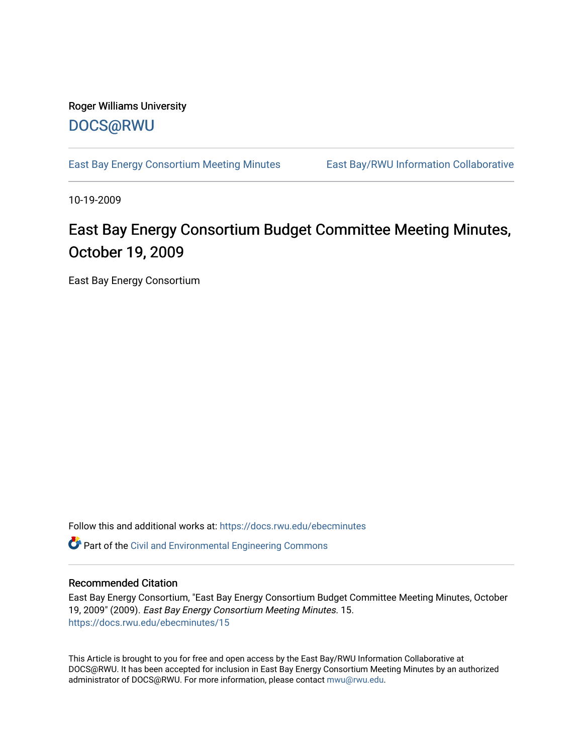Roger Williams University

DOCS@RWU

East Bay Energy Consortium Meeting Minutes | East Bay/RWU Information Collaborative

10-19-2009

# East Bay Energy Consortium Budget Committee Meeting Minutes, October 19, 2009

East Bay Energy Consortium

Follow this and additional works at: https://docs.rwu.edu/ebecminutes

Part of the Civil and Environmental Engineering Commons

## Recommended Citation

East Bay Energy Consortium, "East Bay Energy Consortium Budget Committee Meeting Minutes, October 19, 2009" (2009). *East Bay Energy Consortium Meeting Minutes*. 15.
https://docs.rwu.edu/ebecminutes/15

This Article is brought to you for free and open access by the East Bay/RWU Information Collaborative at DOCS@RWU. It has been accepted for inclusion in East Bay Energy Consortium Meeting Minutes by an authorized administrator of DOCS@RWU. For more information, please contact mwu@rwu.edu.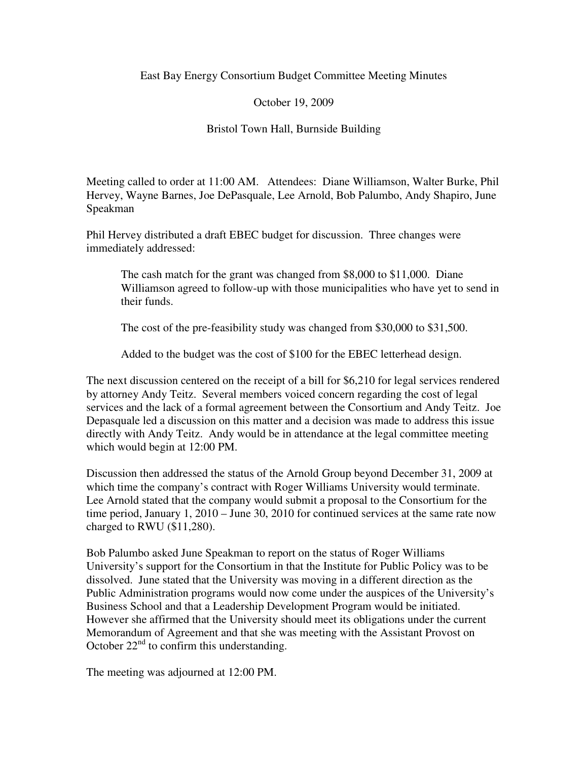East Bay Energy Consortium Budget Committee Meeting Minutes

October 19, 2009

Bristol Town Hall, Burnside Building

Meeting called to order at 11:00 AM. Attendees: Diane Williamson, Walter Burke, Phil Hervey, Wayne Barnes, Joe DePasquale, Lee Arnold, Bob Palumbo, Andy Shapiro, June Speakman

Phil Hervey distributed a draft EBEC budget for discussion. Three changes were immediately addressed:

> The cash match for the grant was changed from $8,000 to $11,000. Diane Williamson agreed to follow-up with those municipalities who have yet to send in their funds.
>
> The cost of the pre-feasibility study was changed from $30,000 to $31,500.
>
> Added to the budget was the cost of $100 for the EBEC letterhead design.

The next discussion centered on the receipt of a bill for $6,210 for legal services rendered by attorney Andy Teitz. Several members voiced concern regarding the cost of legal services and the lack of a formal agreement between the Consortium and Andy Teitz. Joe Depasquale led a discussion on this matter and a decision was made to address this issue directly with Andy Teitz. Andy would be in attendance at the legal committee meeting which would begin at 12:00 PM.

Discussion then addressed the status of the Arnold Group beyond December 31, 2009 at which time the company's contract with Roger Williams University would terminate. Lee Arnold stated that the company would submit a proposal to the Consortium for the time period, January 1, 2010 – June 30, 2010 for continued services at the same rate now charged to RWU ($11,280).

Bob Palumbo asked June Speakman to report on the status of Roger Williams University's support for the Consortium in that the Institute for Public Policy was to be dissolved. June stated that the University was moving in a different direction as the Public Administration programs would now come under the auspices of the University's Business School and that a Leadership Development Program would be initiated. However she affirmed that the University should meet its obligations under the current Memorandum of Agreement and that she was meeting with the Assistant Provost on October 22nd to confirm this understanding.

The meeting was adjourned at 12:00 PM.